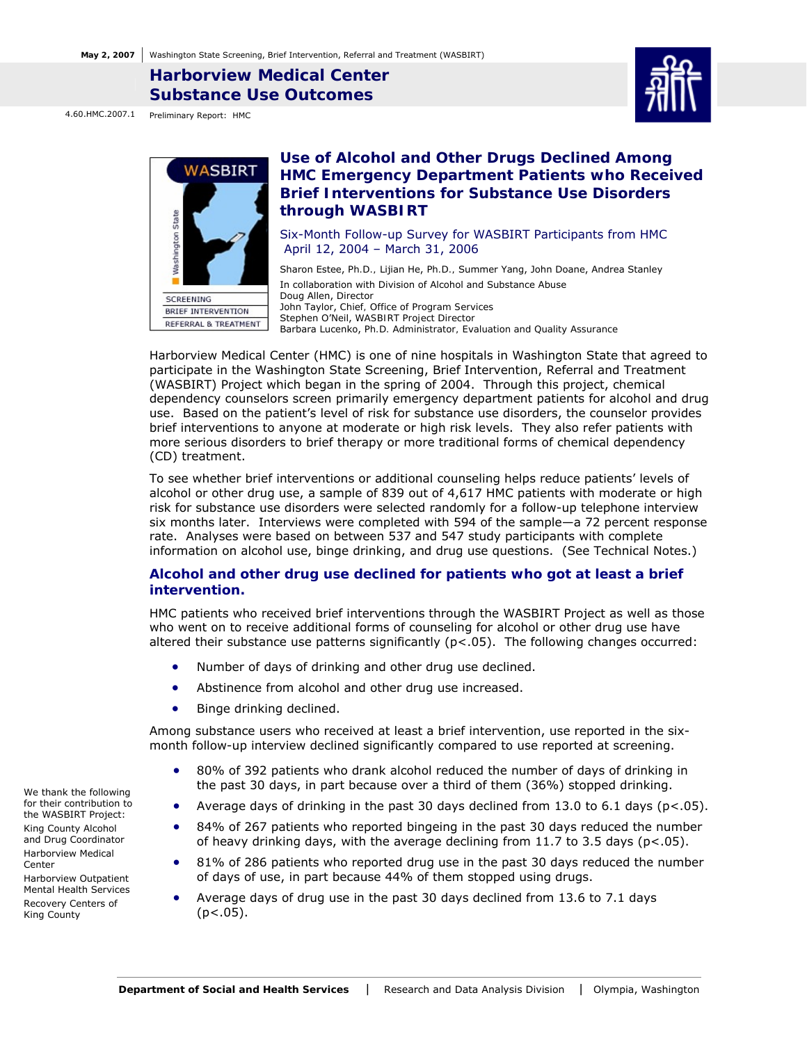May 2, 2007 | Washington State Screening, Brief Intervention, Referral and Treatment (WASBIRT)

# Harborview Medical Center Substance Use Outcomes

4.60.HMC.2007.1 Preliminary Report: HMC

WASBIRT
Washington State
SCREENING
BRIEF INTERVENTION
REFERRAL & TREATMENT

## Use of Alcohol and Other Drugs Declined Among HMC Emergency Department Patients who Received Brief Interventions for Substance Use Disorders through WASBIRT

### Six-Month Follow-up Survey for WASBIRT Participants from HMC April 12, 2004 – March 31, 2006

Sharon Estee, Ph.D., Lijian He, Ph.D., Summer Yang, John Doane, Andrea Stanley

In collaboration with Division of Alcohol and Substance Abuse
Doug Allen, Director
John Taylor, Chief, Office of Program Services
Stephen O'Neil, WASBIRT Project Director
Barbara Lucenko, Ph.D. Administrator, Evaluation and Quality Assurance

Harborview Medical Center (HMC) is one of nine hospitals in Washington State that agreed to participate in the Washington State Screening, Brief Intervention, Referral and Treatment (WASBIRT) Project which began in the spring of 2004. Through this project, chemical dependency counselors screen primarily emergency department patients for alcohol and drug use. Based on the patient's level of risk for substance use disorders, the counselor provides brief interventions to anyone at moderate or high risk levels. They also refer patients with more serious disorders to brief therapy or more traditional forms of chemical dependency (CD) treatment.

To see whether brief interventions or additional counseling helps reduce patients' levels of alcohol or other drug use, a sample of 839 out of 4,617 HMC patients with moderate or high risk for substance use disorders were selected randomly for a follow-up telephone interview six months later. Interviews were completed with 594 of the sample—a 72 percent response rate. Analyses were based on between 537 and 547 study participants with complete information on alcohol use, binge drinking, and drug use questions. (See Technical Notes.)

### Alcohol and other drug use declined for patients who got at least a brief intervention.

HMC patients who received brief interventions through the WASBIRT Project as well as those who went on to receive additional forms of counseling for alcohol or other drug use have altered their substance use patterns significantly ($p<.05$). The following changes occurred:

- Number of days of drinking and other drug use declined.
- Abstinence from alcohol and other drug use increased.
- Binge drinking declined.

Among substance users who received at least a brief intervention, use reported in the six-month follow-up interview declined significantly compared to use reported at screening.

- 80% of 392 patients who drank alcohol reduced the number of days of drinking in the past 30 days, in part because over a third of them (36%) stopped drinking.
- Average days of drinking in the past 30 days declined from 13.0 to 6.1 days ($p<.05$).
- 84% of 267 patients who reported bingeing in the past 30 days reduced the number of heavy drinking days, with the average declining from 11.7 to 3.5 days ($p<.05$).
- 81% of 286 patients who reported drug use in the past 30 days reduced the number of days of use, in part because 44% of them stopped using drugs.
- Average days of drug use in the past 30 days declined from 13.6 to 7.1 days ($p<.05$).

We thank the following for their contribution to the WASBIRT Project:
King County Alcohol and Drug Coordinator
Harborview Medical Center
Harborview Outpatient Mental Health Services
Recovery Centers of King County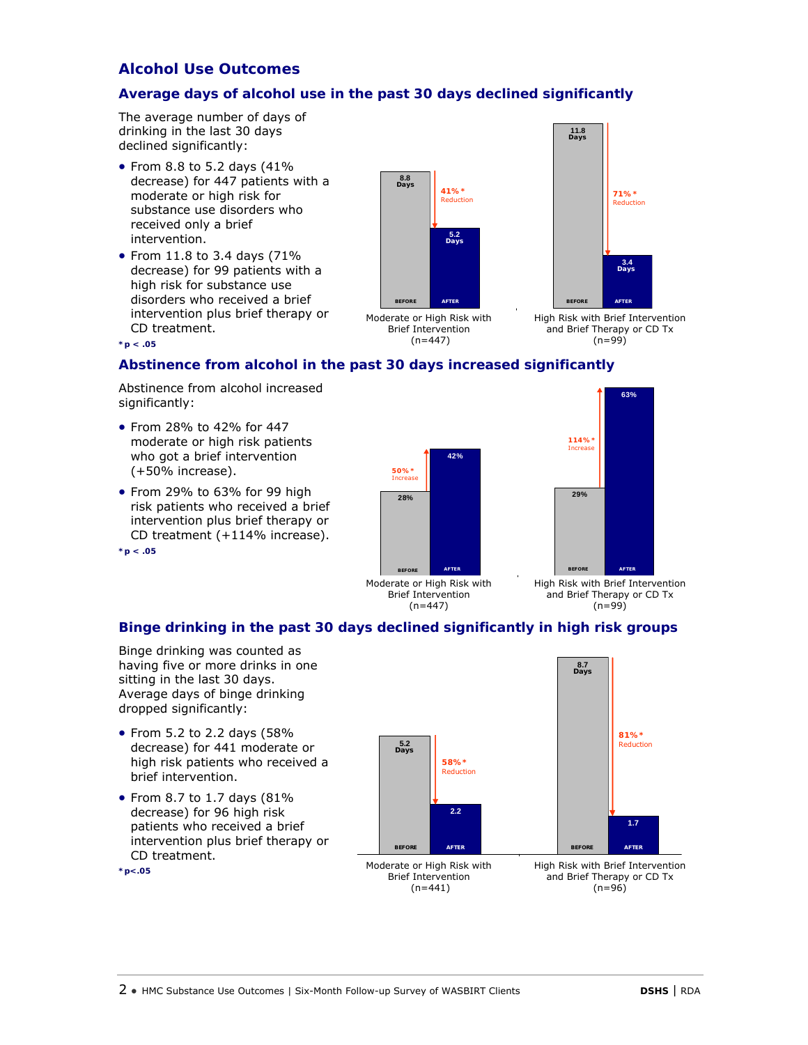## Alcohol Use Outcomes

### Average days of alcohol use in the past 30 days declined significantly

The average number of days of drinking in the last 30 days declined significantly:

- From 8.8 to 5.2 days (41% decrease) for 447 patients with a moderate or high risk for substance use disorders who received only a brief intervention.
- From 11.8 to 3.4 days (71% decrease) for 99 patients with a high risk for substance use disorders who received a brief intervention plus brief therapy or CD treatment.

*p < .05

8.8 Days
BEFORE
41%* Reduction
5.2 Days
AFTER
Moderate or High Risk with Brief Intervention (n=447)

11.8 Days
BEFORE
71%* Reduction
3.4 Days
AFTER
High Risk with Brief Intervention and Brief Therapy or CD Tx (n=99)

### Abstinence from alcohol in the past 30 days increased significantly

Abstinence from alcohol increased significantly:

- From 28% to 42% for 447 moderate or high risk patients who got a brief intervention (+50% increase).
- From 29% to 63% for 99 high risk patients who received a brief intervention plus brief therapy or CD treatment (+114% increase).

*p < .05

28%
BEFORE
50%* Increase
42%
AFTER
Moderate or High Risk with Brief Intervention (n=447)

29%
BEFORE
114%* Increase
63%
AFTER
High Risk with Brief Intervention and Brief Therapy or CD Tx (n=99)

### Binge drinking in the past 30 days declined significantly in high risk groups

Binge drinking was counted as having five or more drinks in one sitting in the last 30 days. Average days of binge drinking dropped significantly:

- From 5.2 to 2.2 days (58% decrease) for 441 moderate or high risk patients who received a brief intervention.
- From 8.7 to 1.7 days (81% decrease) for 96 high risk patients who received a brief intervention plus brief therapy or CD treatment.

*p<.05

5.2 Days
BEFORE
58%* Reduction
2.2
AFTER
Moderate or High Risk with Brief Intervention (n=441)

8.7 Days
BEFORE
81%* Reduction
1.7
AFTER
High Risk with Brief Intervention and Brief Therapy or CD Tx (n=96)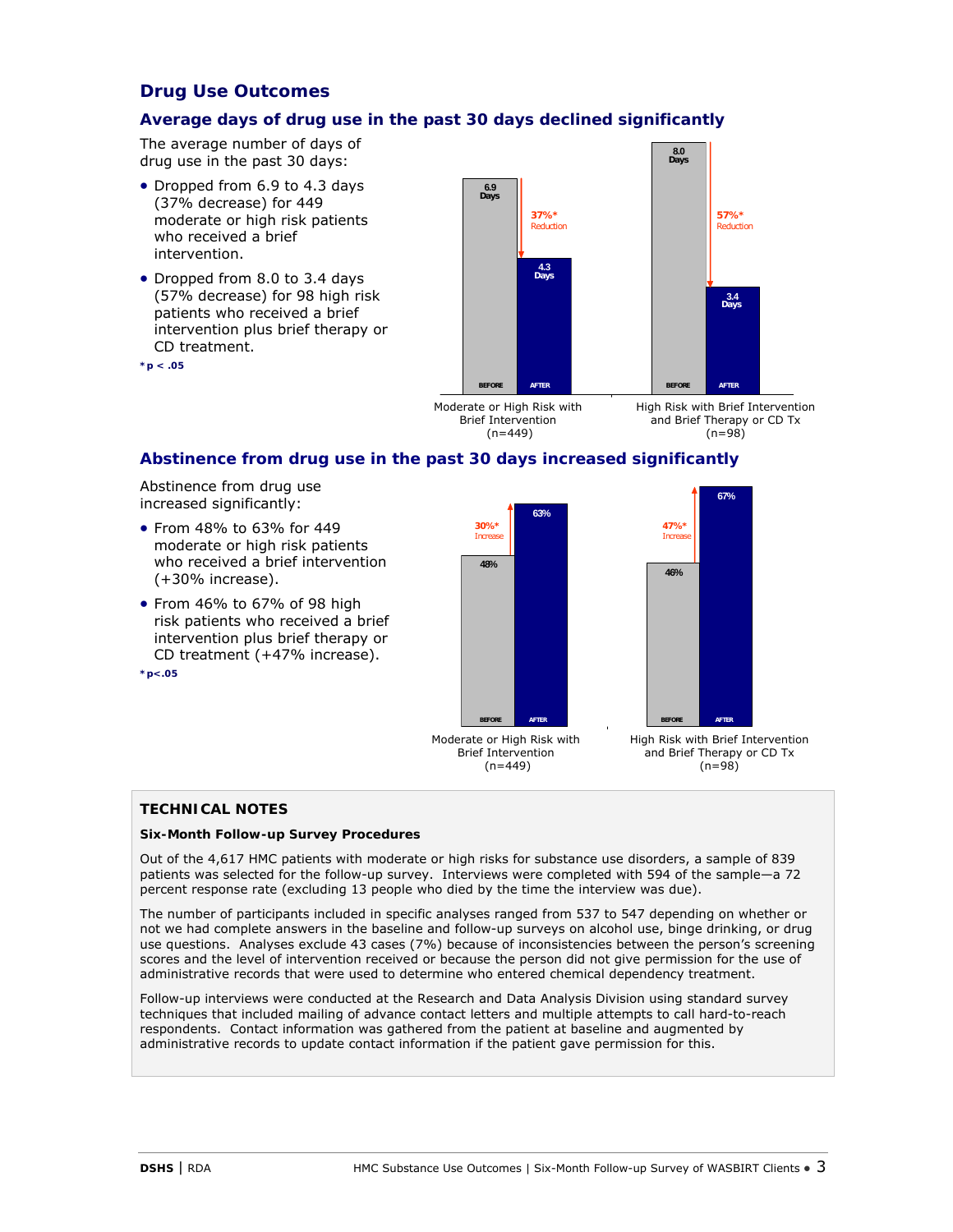## Drug Use Outcomes

### Average days of drug use in the past 30 days declined significantly

The average number of days of drug use in the past 30 days:

- Dropped from 6.9 to 4.3 days (37% decrease) for 449 moderate or high risk patients who received a brief intervention.
- Dropped from 8.0 to 3.4 days (57% decrease) for 98 high risk patients who received a brief intervention plus brief therapy or CD treatment.

*p < .05

6.9 Days
37%* Reduction
4.3 Days
BEFORE
AFTER
Moderate or High Risk with Brief Intervention (n=449)

8.0 Days
57%* Reduction
3.4 Days
BEFORE
AFTER
High Risk with Brief Intervention and Brief Therapy or CD Tx (n=98)

### Abstinence from drug use in the past 30 days increased significantly

Abstinence from drug use increased significantly:

- From 48% to 63% for 449 moderate or high risk patients who received a brief intervention (+30% increase).
- From 46% to 67% of 98 high risk patients who received a brief intervention plus brief therapy or CD treatment (+47% increase).

*p<.05

30%* Increase
48%
63%
BEFORE
AFTER
Moderate or High Risk with Brief Intervention (n=449)

47%* Increase
46%
67%
BEFORE
AFTER
High Risk with Brief Intervention and Brief Therapy or CD Tx (n=98)

### TECHNICAL NOTES

**Six-Month Follow-up Survey Procedures**

Out of the 4,617 HMC patients with moderate or high risks for substance use disorders, a sample of 839 patients was selected for the follow-up survey. Interviews were completed with 594 of the sample—a 72 percent response rate (excluding 13 people who died by the time the interview was due).

The number of participants included in specific analyses ranged from 537 to 547 depending on whether or not we had complete answers in the baseline and follow-up surveys on alcohol use, binge drinking, or drug use questions. Analyses exclude 43 cases (7%) because of inconsistencies between the person's screening scores and the level of intervention received or because the person did not give permission for the use of administrative records that were used to determine who entered chemical dependency treatment.

Follow-up interviews were conducted at the Research and Data Analysis Division using standard survey techniques that included mailing of advance contact letters and multiple attempts to call hard-to-reach respondents. Contact information was gathered from the patient at baseline and augmented by administrative records to update contact information if the patient gave permission for this.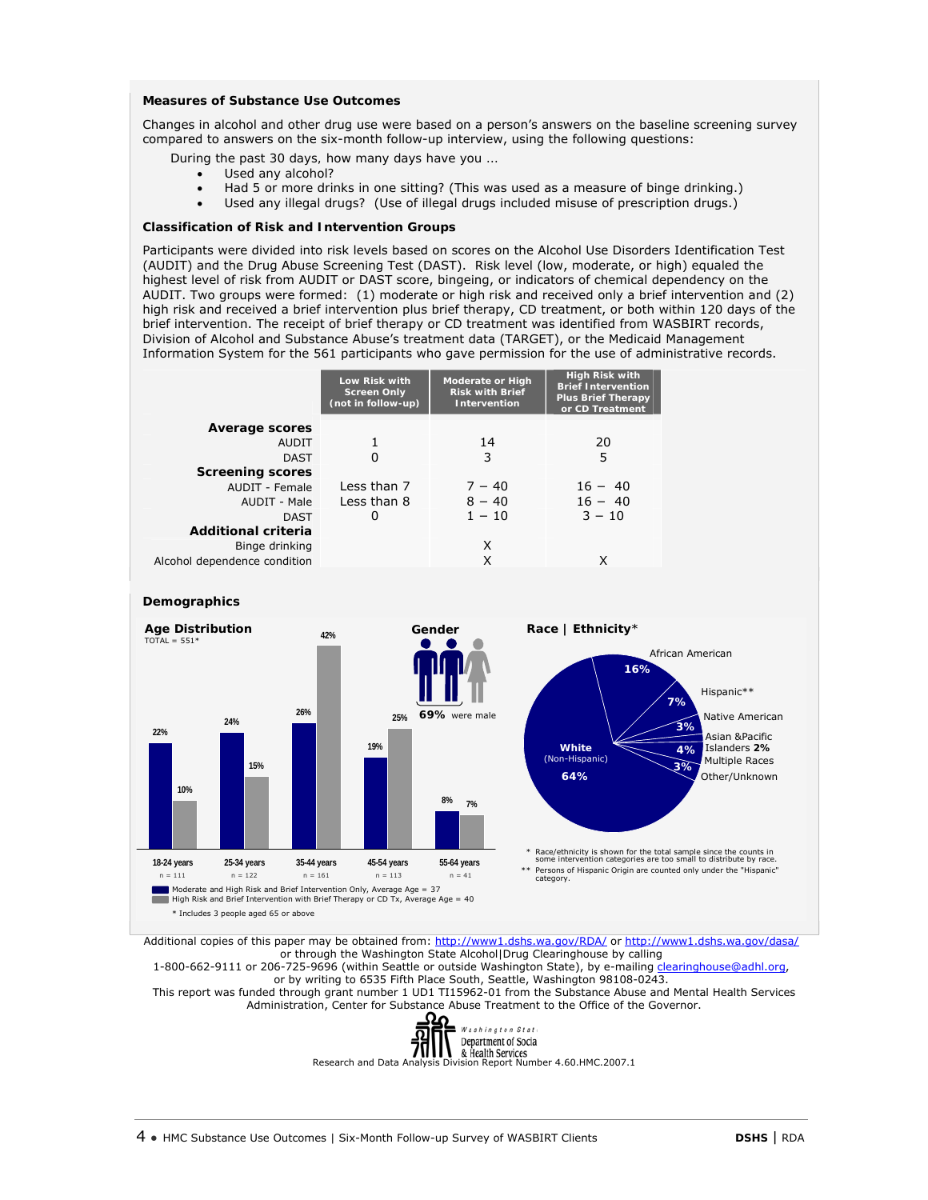### Measures of Substance Use Outcomes

Changes in alcohol and other drug use were based on a person's answers on the baseline screening survey compared to answers on the six-month follow-up interview, using the following questions:

During the past 30 days, how many days have you ...

- Used any alcohol?
- Had 5 or more drinks in one sitting? (This was used as a measure of binge drinking.)
- Used any illegal drugs? (Use of illegal drugs included misuse of prescription drugs.)

### Classification of Risk and Intervention Groups

Participants were divided into risk levels based on scores on the Alcohol Use Disorders Identification Test (AUDIT) and the Drug Abuse Screening Test (DAST). Risk level (low, moderate, or high) equaled the highest level of risk from AUDIT or DAST score, bingeing, or indicators of chemical dependency on the AUDIT. Two groups were formed: (1) moderate or high risk and received only a brief intervention and (2) high risk and received a brief intervention plus brief therapy, CD treatment, or both within 120 days of the brief intervention. The receipt of brief therapy or CD treatment was identified from WASBIRT records, Division of Alcohol and Substance Abuse's treatment data (TARGET), or the Medicaid Management Information System for the 561 participants who gave permission for the use of administrative records.

| | Low Risk with Screen Only (not in follow-up) | Moderate or High Risk with Brief Intervention | High Risk with Brief Intervention Plus Brief Therapy or CD Treatment |
|---|---|---|---|
| **Average scores** | | | |
| AUDIT | 1 | 14 | 20 |
| DAST | 0 | 3 | 5 |
| **Screening scores** | | | |
| AUDIT - Female | Less than 7 | 7 – 40 | 16 – 40 |
| AUDIT - Male | Less than 8 | 8 – 40 | 16 – 40 |
| DAST | 0 | 1 – 10 | 3 – 10 |
| **Additional criteria** | | | |
| Binge drinking | | X | |
| Alcohol dependence condition | | X | X |

### Demographics

**Age Distribution**
TOTAL = 551*

18-24 years: 22%, 10% (n = 111)
25-34 years: 24%, 15% (n = 122)
35-44 years: 26%, 42% (n = 161)
45-54 years: 19%, 25% (n = 113)
55-64 years: 8%, 7% (n = 41)

Moderate and High Risk and Brief Intervention Only, Average Age = 37
High Risk and Brief Intervention with Brief Therapy or CD Tx, Average Age = 40

* Includes 3 people aged 65 or above

**Gender**

69% were male

**Race | Ethnicity***

White (Non-Hispanic) 64%
African American 16%
Hispanic** 7%
Native American 3%
Asian & Pacific Islanders 2%
Multiple Races 4%
Other/Unknown 3%

\* Race/ethnicity is shown for the total sample since the counts in some intervention categories are too small to distribute by race.
\** Persons of Hispanic Origin are counted only under the "Hispanic" category.

Additional copies of this paper may be obtained from: http://www1.dshs.wa.gov/RDA/ or http://www1.dshs.wa.gov/dasa/ or through the Washington State Alcohol|Drug Clearinghouse by calling 1-800-662-9111 or 206-725-9696 (within Seattle or outside Washington State), by e-mailing clearinghouse@adhl.org, or by writing to 6535 Fifth Place South, Seattle, Washington 98108-0243.
This report was funded through grant number 1 UD1 TI15962-01 from the Substance Abuse and Mental Health Services Administration, Center for Substance Abuse Treatment to the Office of the Governor.

Washington State Department of Social & Health Services
Research and Data Analysis Division Report Number 4.60.HMC.2007.1